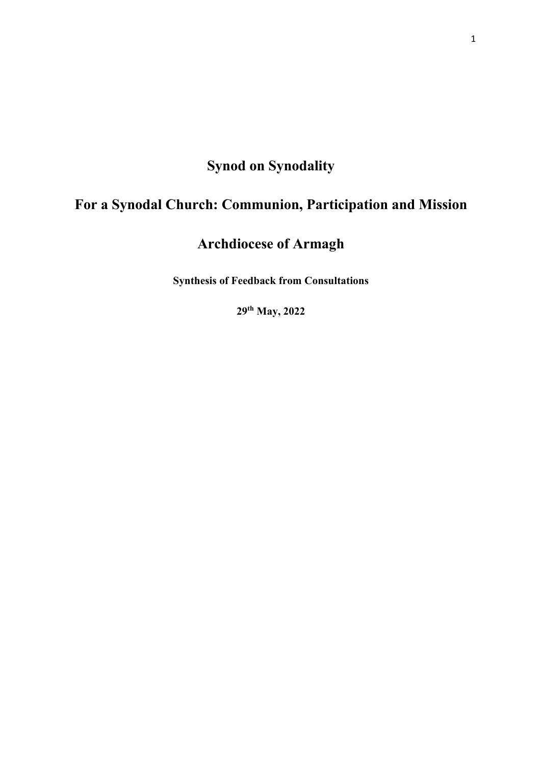# Synod on Synodality

# For a Synodal Church: Communion, Participation and Mission

# Archdiocese of Armagh

**Synthesis of Feedback from Consultations**

**29th May, 2022**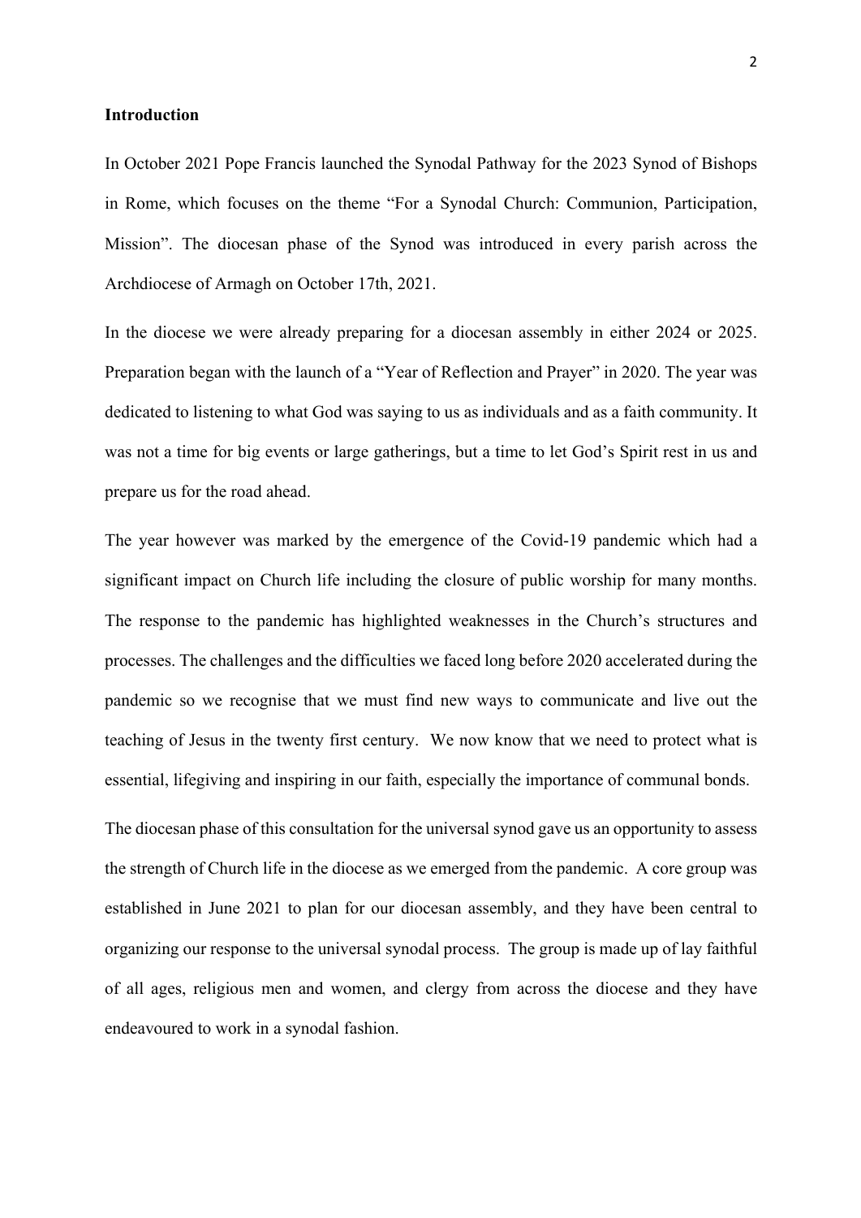**Introduction**

In October 2021 Pope Francis launched the Synodal Pathway for the 2023 Synod of Bishops in Rome, which focuses on the theme "For a Synodal Church: Communion, Participation, Mission". The diocesan phase of the Synod was introduced in every parish across the Archdiocese of Armagh on October 17th, 2021.

In the diocese we were already preparing for a diocesan assembly in either 2024 or 2025. Preparation began with the launch of a "Year of Reflection and Prayer" in 2020. The year was dedicated to listening to what God was saying to us as individuals and as a faith community. It was not a time for big events or large gatherings, but a time to let God's Spirit rest in us and prepare us for the road ahead.

The year however was marked by the emergence of the Covid-19 pandemic which had a significant impact on Church life including the closure of public worship for many months. The response to the pandemic has highlighted weaknesses in the Church's structures and processes. The challenges and the difficulties we faced long before 2020 accelerated during the pandemic so we recognise that we must find new ways to communicate and live out the teaching of Jesus in the twenty first century. We now know that we need to protect what is essential, lifegiving and inspiring in our faith, especially the importance of communal bonds.

The diocesan phase of this consultation for the universal synod gave us an opportunity to assess the strength of Church life in the diocese as we emerged from the pandemic. A core group was established in June 2021 to plan for our diocesan assembly, and they have been central to organizing our response to the universal synodal process. The group is made up of lay faithful of all ages, religious men and women, and clergy from across the diocese and they have endeavoured to work in a synodal fashion.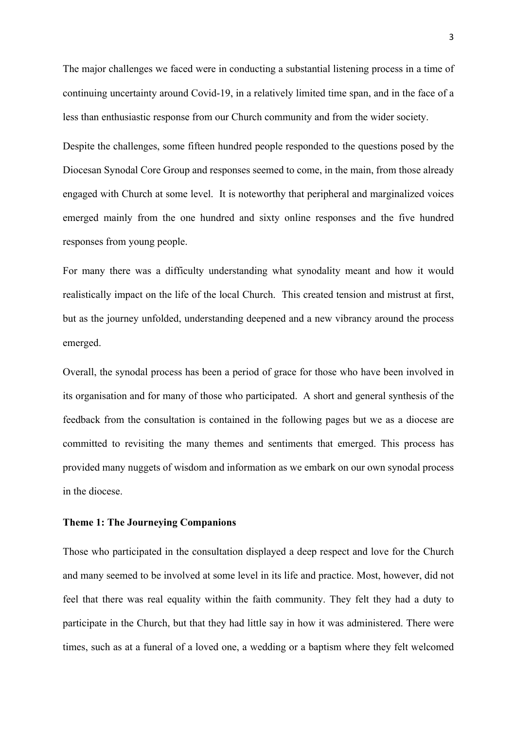The major challenges we faced were in conducting a substantial listening process in a time of continuing uncertainty around Covid-19, in a relatively limited time span, and in the face of a less than enthusiastic response from our Church community and from the wider society.

Despite the challenges, some fifteen hundred people responded to the questions posed by the Diocesan Synodal Core Group and responses seemed to come, in the main, from those already engaged with Church at some level. It is noteworthy that peripheral and marginalized voices emerged mainly from the one hundred and sixty online responses and the five hundred responses from young people.

For many there was a difficulty understanding what synodality meant and how it would realistically impact on the life of the local Church. This created tension and mistrust at first, but as the journey unfolded, understanding deepened and a new vibrancy around the process emerged.

Overall, the synodal process has been a period of grace for those who have been involved in its organisation and for many of those who participated. A short and general synthesis of the feedback from the consultation is contained in the following pages but we as a diocese are committed to revisiting the many themes and sentiments that emerged. This process has provided many nuggets of wisdom and information as we embark on our own synodal process in the diocese.

**Theme 1: The Journeying Companions**

Those who participated in the consultation displayed a deep respect and love for the Church and many seemed to be involved at some level in its life and practice. Most, however, did not feel that there was real equality within the faith community. They felt they had a duty to participate in the Church, but that they had little say in how it was administered. There were times, such as at a funeral of a loved one, a wedding or a baptism where they felt welcomed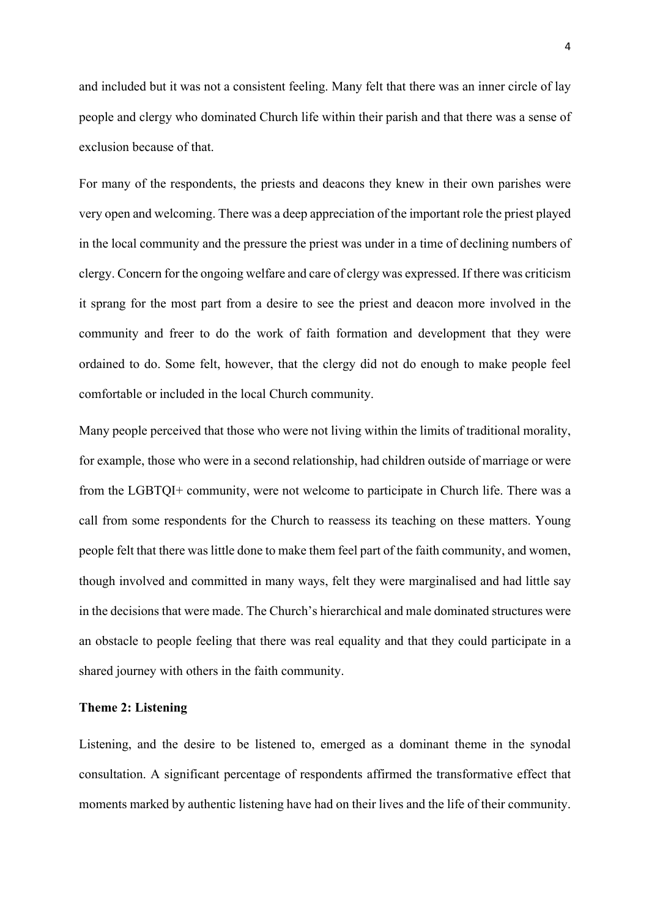and included but it was not a consistent feeling. Many felt that there was an inner circle of lay people and clergy who dominated Church life within their parish and that there was a sense of exclusion because of that.

For many of the respondents, the priests and deacons they knew in their own parishes were very open and welcoming. There was a deep appreciation of the important role the priest played in the local community and the pressure the priest was under in a time of declining numbers of clergy. Concern for the ongoing welfare and care of clergy was expressed. If there was criticism it sprang for the most part from a desire to see the priest and deacon more involved in the community and freer to do the work of faith formation and development that they were ordained to do. Some felt, however, that the clergy did not do enough to make people feel comfortable or included in the local Church community.

Many people perceived that those who were not living within the limits of traditional morality, for example, those who were in a second relationship, had children outside of marriage or were from the LGBTQI+ community, were not welcome to participate in Church life. There was a call from some respondents for the Church to reassess its teaching on these matters. Young people felt that there was little done to make them feel part of the faith community, and women, though involved and committed in many ways, felt they were marginalised and had little say in the decisions that were made. The Church's hierarchical and male dominated structures were an obstacle to people feeling that there was real equality and that they could participate in a shared journey with others in the faith community.

**Theme 2: Listening**

Listening, and the desire to be listened to, emerged as a dominant theme in the synodal consultation. A significant percentage of respondents affirmed the transformative effect that moments marked by authentic listening have had on their lives and the life of their community.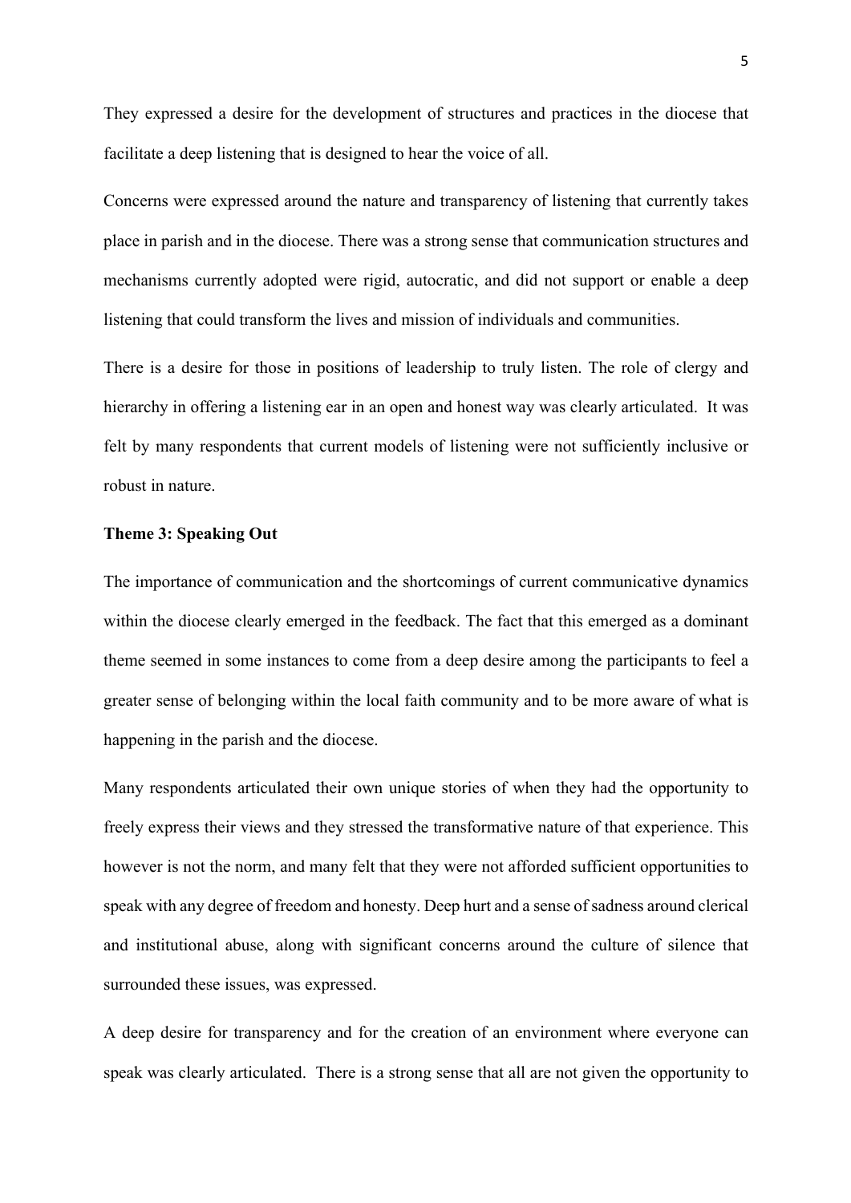They expressed a desire for the development of structures and practices in the diocese that facilitate a deep listening that is designed to hear the voice of all.

Concerns were expressed around the nature and transparency of listening that currently takes place in parish and in the diocese. There was a strong sense that communication structures and mechanisms currently adopted were rigid, autocratic, and did not support or enable a deep listening that could transform the lives and mission of individuals and communities.

There is a desire for those in positions of leadership to truly listen. The role of clergy and hierarchy in offering a listening ear in an open and honest way was clearly articulated. It was felt by many respondents that current models of listening were not sufficiently inclusive or robust in nature.

**Theme 3: Speaking Out**

The importance of communication and the shortcomings of current communicative dynamics within the diocese clearly emerged in the feedback. The fact that this emerged as a dominant theme seemed in some instances to come from a deep desire among the participants to feel a greater sense of belonging within the local faith community and to be more aware of what is happening in the parish and the diocese.

Many respondents articulated their own unique stories of when they had the opportunity to freely express their views and they stressed the transformative nature of that experience. This however is not the norm, and many felt that they were not afforded sufficient opportunities to speak with any degree of freedom and honesty. Deep hurt and a sense of sadness around clerical and institutional abuse, along with significant concerns around the culture of silence that surrounded these issues, was expressed.

A deep desire for transparency and for the creation of an environment where everyone can speak was clearly articulated. There is a strong sense that all are not given the opportunity to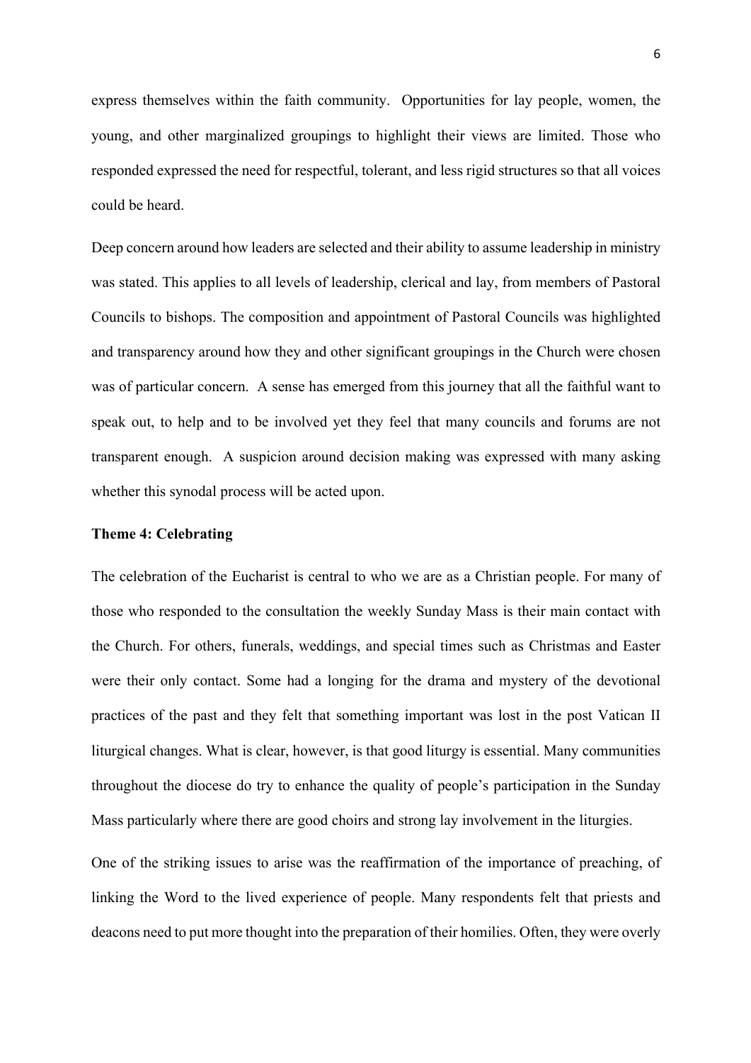express themselves within the faith community. Opportunities for lay people, women, the young, and other marginalized groupings to highlight their views are limited. Those who responded expressed the need for respectful, tolerant, and less rigid structures so that all voices could be heard.

Deep concern around how leaders are selected and their ability to assume leadership in ministry was stated. This applies to all levels of leadership, clerical and lay, from members of Pastoral Councils to bishops. The composition and appointment of Pastoral Councils was highlighted and transparency around how they and other significant groupings in the Church were chosen was of particular concern. A sense has emerged from this journey that all the faithful want to speak out, to help and to be involved yet they feel that many councils and forums are not transparent enough. A suspicion around decision making was expressed with many asking whether this synodal process will be acted upon.

**Theme 4: Celebrating**

The celebration of the Eucharist is central to who we are as a Christian people. For many of those who responded to the consultation the weekly Sunday Mass is their main contact with the Church. For others, funerals, weddings, and special times such as Christmas and Easter were their only contact. Some had a longing for the drama and mystery of the devotional practices of the past and they felt that something important was lost in the post Vatican II liturgical changes. What is clear, however, is that good liturgy is essential. Many communities throughout the diocese do try to enhance the quality of people's participation in the Sunday Mass particularly where there are good choirs and strong lay involvement in the liturgies.

One of the striking issues to arise was the reaffirmation of the importance of preaching, of linking the Word to the lived experience of people. Many respondents felt that priests and deacons need to put more thought into the preparation of their homilies. Often, they were overly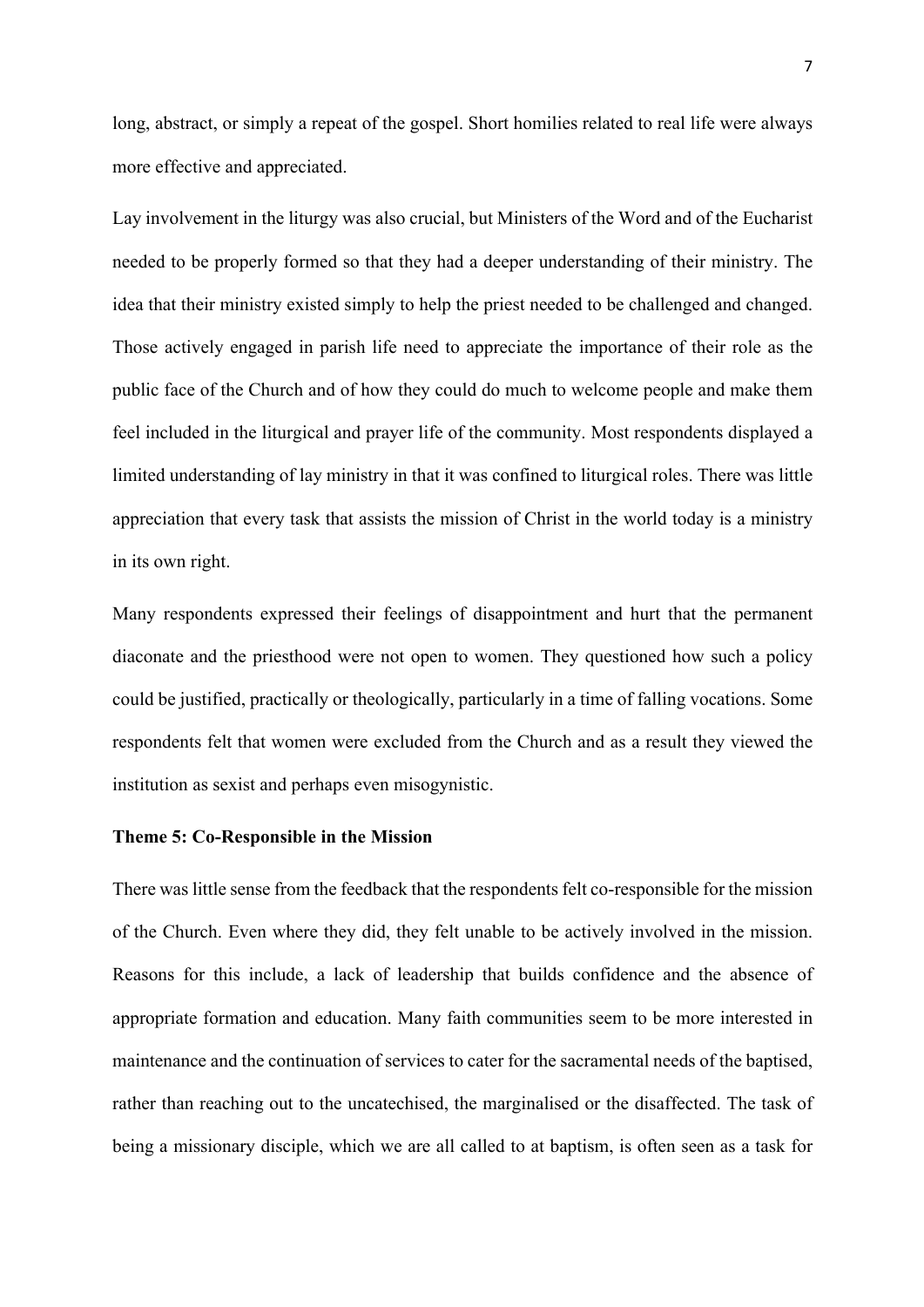long, abstract, or simply a repeat of the gospel. Short homilies related to real life were always more effective and appreciated.

Lay involvement in the liturgy was also crucial, but Ministers of the Word and of the Eucharist needed to be properly formed so that they had a deeper understanding of their ministry. The idea that their ministry existed simply to help the priest needed to be challenged and changed. Those actively engaged in parish life need to appreciate the importance of their role as the public face of the Church and of how they could do much to welcome people and make them feel included in the liturgical and prayer life of the community. Most respondents displayed a limited understanding of lay ministry in that it was confined to liturgical roles. There was little appreciation that every task that assists the mission of Christ in the world today is a ministry in its own right.

Many respondents expressed their feelings of disappointment and hurt that the permanent diaconate and the priesthood were not open to women. They questioned how such a policy could be justified, practically or theologically, particularly in a time of falling vocations. Some respondents felt that women were excluded from the Church and as a result they viewed the institution as sexist and perhaps even misogynistic.

**Theme 5: Co-Responsible in the Mission**

There was little sense from the feedback that the respondents felt co-responsible for the mission of the Church. Even where they did, they felt unable to be actively involved in the mission. Reasons for this include, a lack of leadership that builds confidence and the absence of appropriate formation and education. Many faith communities seem to be more interested in maintenance and the continuation of services to cater for the sacramental needs of the baptised, rather than reaching out to the uncatechised, the marginalised or the disaffected. The task of being a missionary disciple, which we are all called to at baptism, is often seen as a task for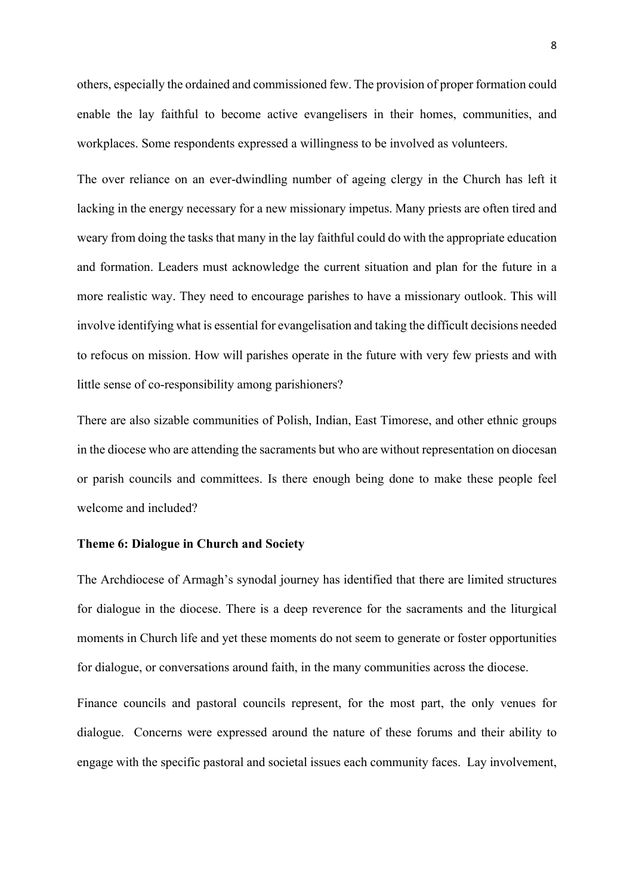others, especially the ordained and commissioned few. The provision of proper formation could enable the lay faithful to become active evangelisers in their homes, communities, and workplaces. Some respondents expressed a willingness to be involved as volunteers.

The over reliance on an ever-dwindling number of ageing clergy in the Church has left it lacking in the energy necessary for a new missionary impetus. Many priests are often tired and weary from doing the tasks that many in the lay faithful could do with the appropriate education and formation. Leaders must acknowledge the current situation and plan for the future in a more realistic way. They need to encourage parishes to have a missionary outlook. This will involve identifying what is essential for evangelisation and taking the difficult decisions needed to refocus on mission. How will parishes operate in the future with very few priests and with little sense of co-responsibility among parishioners?

There are also sizable communities of Polish, Indian, East Timorese, and other ethnic groups in the diocese who are attending the sacraments but who are without representation on diocesan or parish councils and committees. Is there enough being done to make these people feel welcome and included?

**Theme 6: Dialogue in Church and Society**

The Archdiocese of Armagh's synodal journey has identified that there are limited structures for dialogue in the diocese. There is a deep reverence for the sacraments and the liturgical moments in Church life and yet these moments do not seem to generate or foster opportunities for dialogue, or conversations around faith, in the many communities across the diocese.

Finance councils and pastoral councils represent, for the most part, the only venues for dialogue. Concerns were expressed around the nature of these forums and their ability to engage with the specific pastoral and societal issues each community faces. Lay involvement,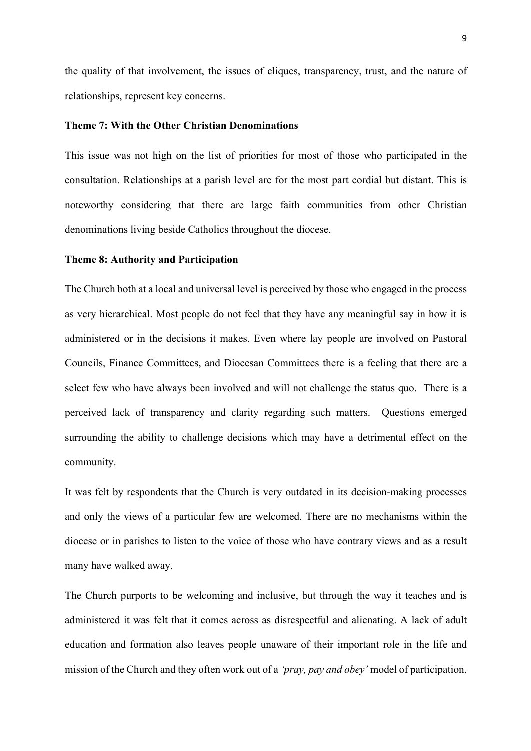the quality of that involvement, the issues of cliques, transparency, trust, and the nature of relationships, represent key concerns.

**Theme 7: With the Other Christian Denominations**

This issue was not high on the list of priorities for most of those who participated in the consultation. Relationships at a parish level are for the most part cordial but distant. This is noteworthy considering that there are large faith communities from other Christian denominations living beside Catholics throughout the diocese.

**Theme 8: Authority and Participation**

The Church both at a local and universal level is perceived by those who engaged in the process as very hierarchical. Most people do not feel that they have any meaningful say in how it is administered or in the decisions it makes. Even where lay people are involved on Pastoral Councils, Finance Committees, and Diocesan Committees there is a feeling that there are a select few who have always been involved and will not challenge the status quo. There is a perceived lack of transparency and clarity regarding such matters. Questions emerged surrounding the ability to challenge decisions which may have a detrimental effect on the community.

It was felt by respondents that the Church is very outdated in its decision-making processes and only the views of a particular few are welcomed. There are no mechanisms within the diocese or in parishes to listen to the voice of those who have contrary views and as a result many have walked away.

The Church purports to be welcoming and inclusive, but through the way it teaches and is administered it was felt that it comes across as disrespectful and alienating. A lack of adult education and formation also leaves people unaware of their important role in the life and mission of the Church and they often work out of a *'pray, pay and obey'* model of participation.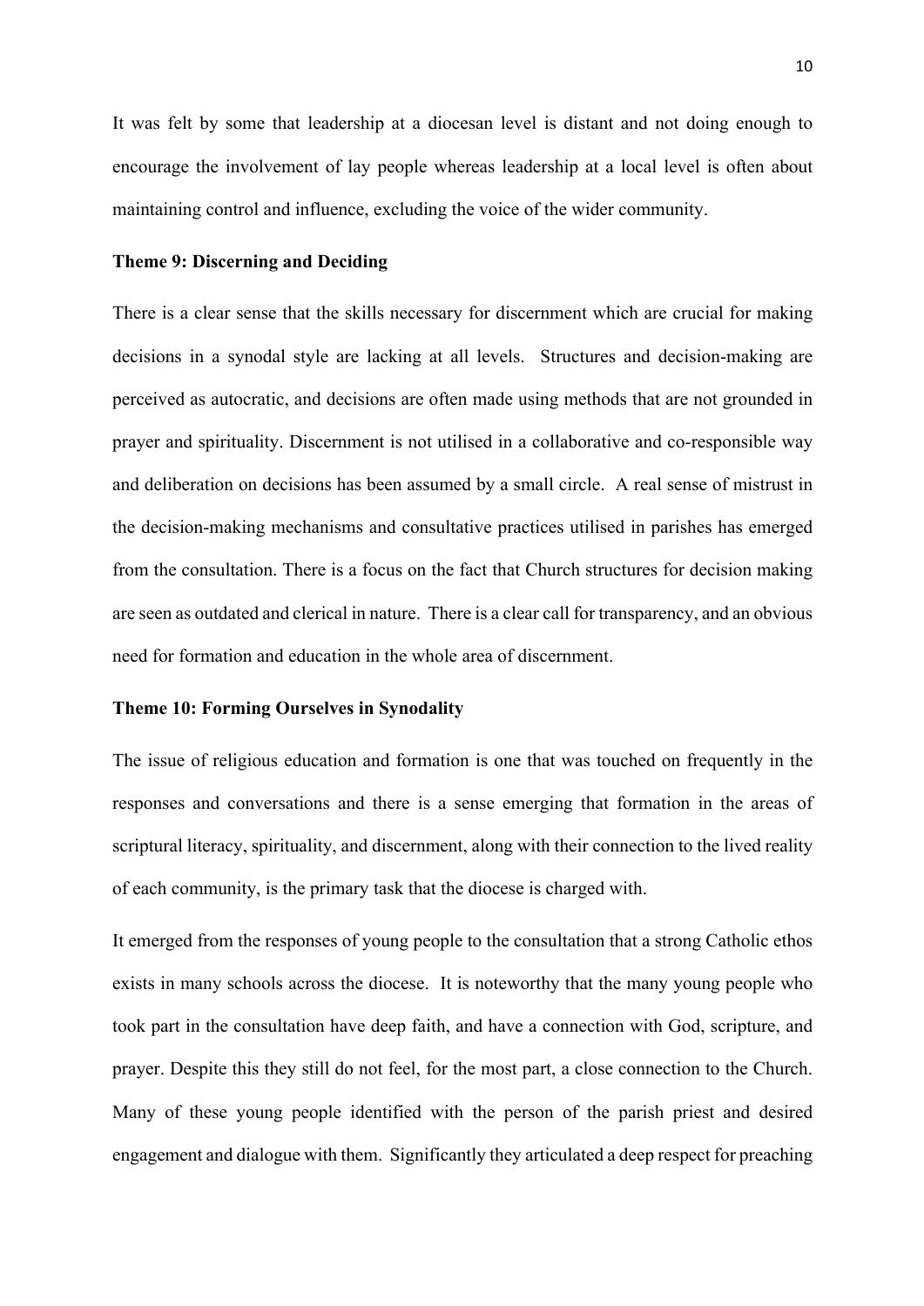It was felt by some that leadership at a diocesan level is distant and not doing enough to encourage the involvement of lay people whereas leadership at a local level is often about maintaining control and influence, excluding the voice of the wider community.

**Theme 9: Discerning and Deciding**

There is a clear sense that the skills necessary for discernment which are crucial for making decisions in a synodal style are lacking at all levels. Structures and decision-making are perceived as autocratic, and decisions are often made using methods that are not grounded in prayer and spirituality. Discernment is not utilised in a collaborative and co-responsible way and deliberation on decisions has been assumed by a small circle. A real sense of mistrust in the decision-making mechanisms and consultative practices utilised in parishes has emerged from the consultation. There is a focus on the fact that Church structures for decision making are seen as outdated and clerical in nature. There is a clear call for transparency, and an obvious need for formation and education in the whole area of discernment.

**Theme 10: Forming Ourselves in Synodality**

The issue of religious education and formation is one that was touched on frequently in the responses and conversations and there is a sense emerging that formation in the areas of scriptural literacy, spirituality, and discernment, along with their connection to the lived reality of each community, is the primary task that the diocese is charged with.

It emerged from the responses of young people to the consultation that a strong Catholic ethos exists in many schools across the diocese. It is noteworthy that the many young people who took part in the consultation have deep faith, and have a connection with God, scripture, and prayer. Despite this they still do not feel, for the most part, a close connection to the Church. Many of these young people identified with the person of the parish priest and desired engagement and dialogue with them. Significantly they articulated a deep respect for preaching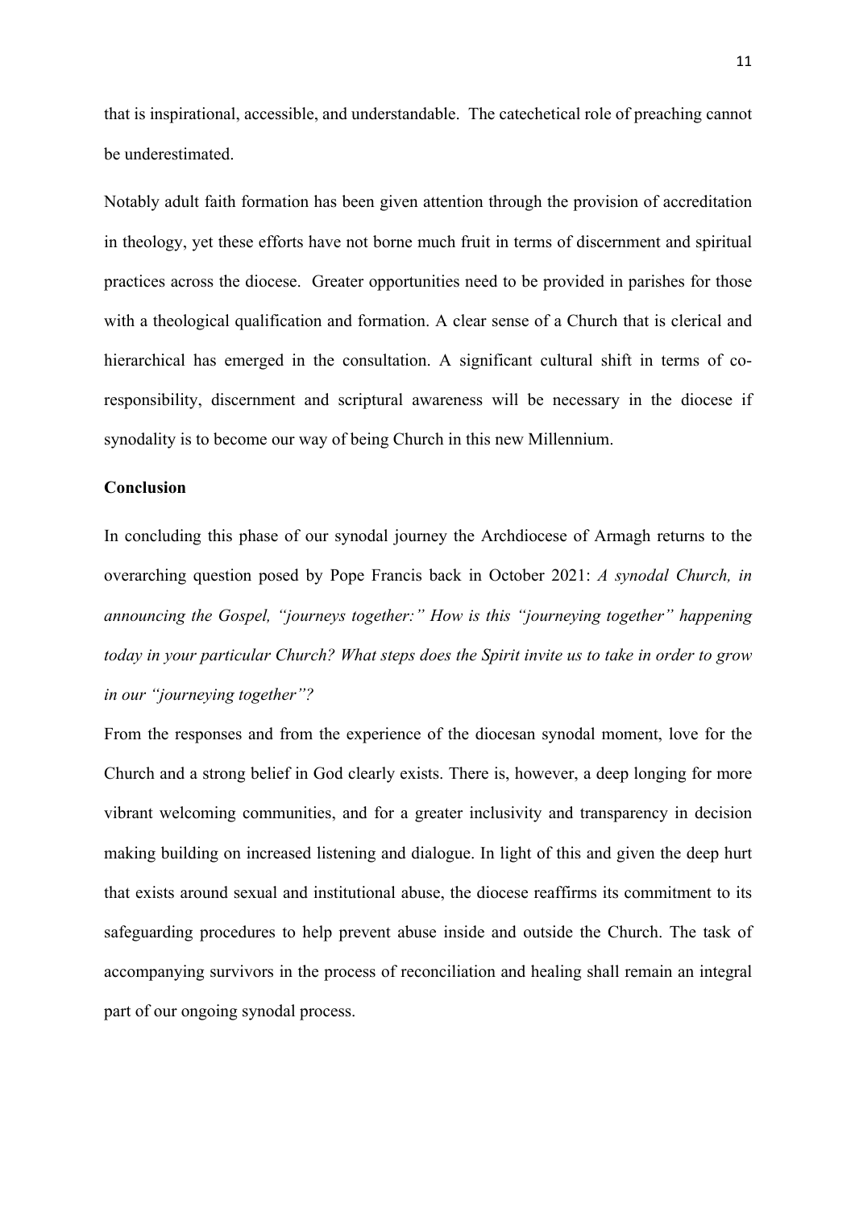that is inspirational, accessible, and understandable. The catechetical role of preaching cannot be underestimated.

Notably adult faith formation has been given attention through the provision of accreditation in theology, yet these efforts have not borne much fruit in terms of discernment and spiritual practices across the diocese. Greater opportunities need to be provided in parishes for those with a theological qualification and formation. A clear sense of a Church that is clerical and hierarchical has emerged in the consultation. A significant cultural shift in terms of co-responsibility, discernment and scriptural awareness will be necessary in the diocese if synodality is to become our way of being Church in this new Millennium.

**Conclusion**

In concluding this phase of our synodal journey the Archdiocese of Armagh returns to the overarching question posed by Pope Francis back in October 2021: *A synodal Church, in announcing the Gospel, "journeys together:" How is this "journeying together" happening today in your particular Church? What steps does the Spirit invite us to take in order to grow in our "journeying together"?*

From the responses and from the experience of the diocesan synodal moment, love for the Church and a strong belief in God clearly exists. There is, however, a deep longing for more vibrant welcoming communities, and for a greater inclusivity and transparency in decision making building on increased listening and dialogue. In light of this and given the deep hurt that exists around sexual and institutional abuse, the diocese reaffirms its commitment to its safeguarding procedures to help prevent abuse inside and outside the Church. The task of accompanying survivors in the process of reconciliation and healing shall remain an integral part of our ongoing synodal process.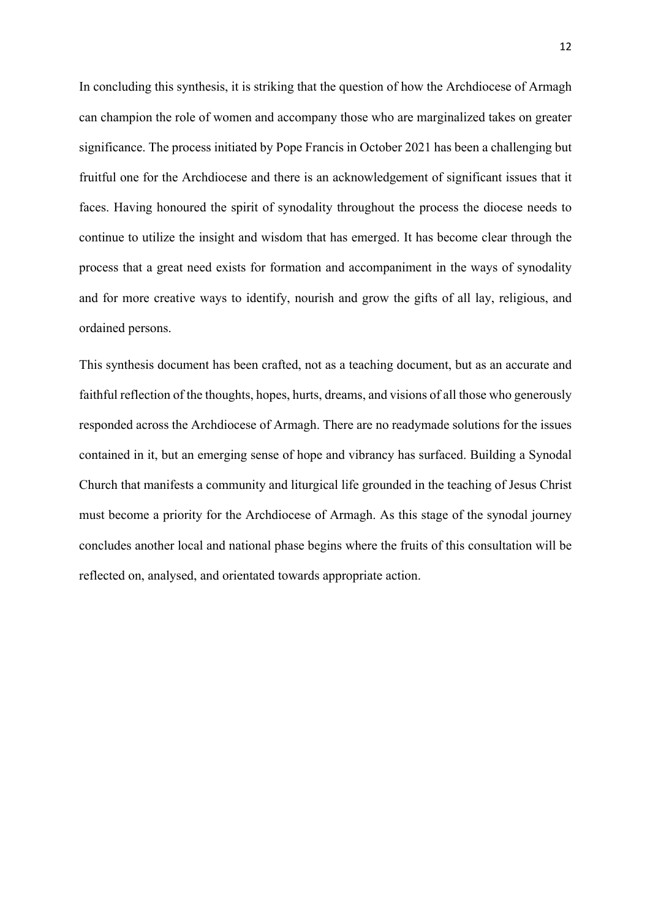In concluding this synthesis, it is striking that the question of how the Archdiocese of Armagh can champion the role of women and accompany those who are marginalized takes on greater significance. The process initiated by Pope Francis in October 2021 has been a challenging but fruitful one for the Archdiocese and there is an acknowledgement of significant issues that it faces. Having honoured the spirit of synodality throughout the process the diocese needs to continue to utilize the insight and wisdom that has emerged. It has become clear through the process that a great need exists for formation and accompaniment in the ways of synodality and for more creative ways to identify, nourish and grow the gifts of all lay, religious, and ordained persons.

This synthesis document has been crafted, not as a teaching document, but as an accurate and faithful reflection of the thoughts, hopes, hurts, dreams, and visions of all those who generously responded across the Archdiocese of Armagh. There are no readymade solutions for the issues contained in it, but an emerging sense of hope and vibrancy has surfaced. Building a Synodal Church that manifests a community and liturgical life grounded in the teaching of Jesus Christ must become a priority for the Archdiocese of Armagh. As this stage of the synodal journey concludes another local and national phase begins where the fruits of this consultation will be reflected on, analysed, and orientated towards appropriate action.